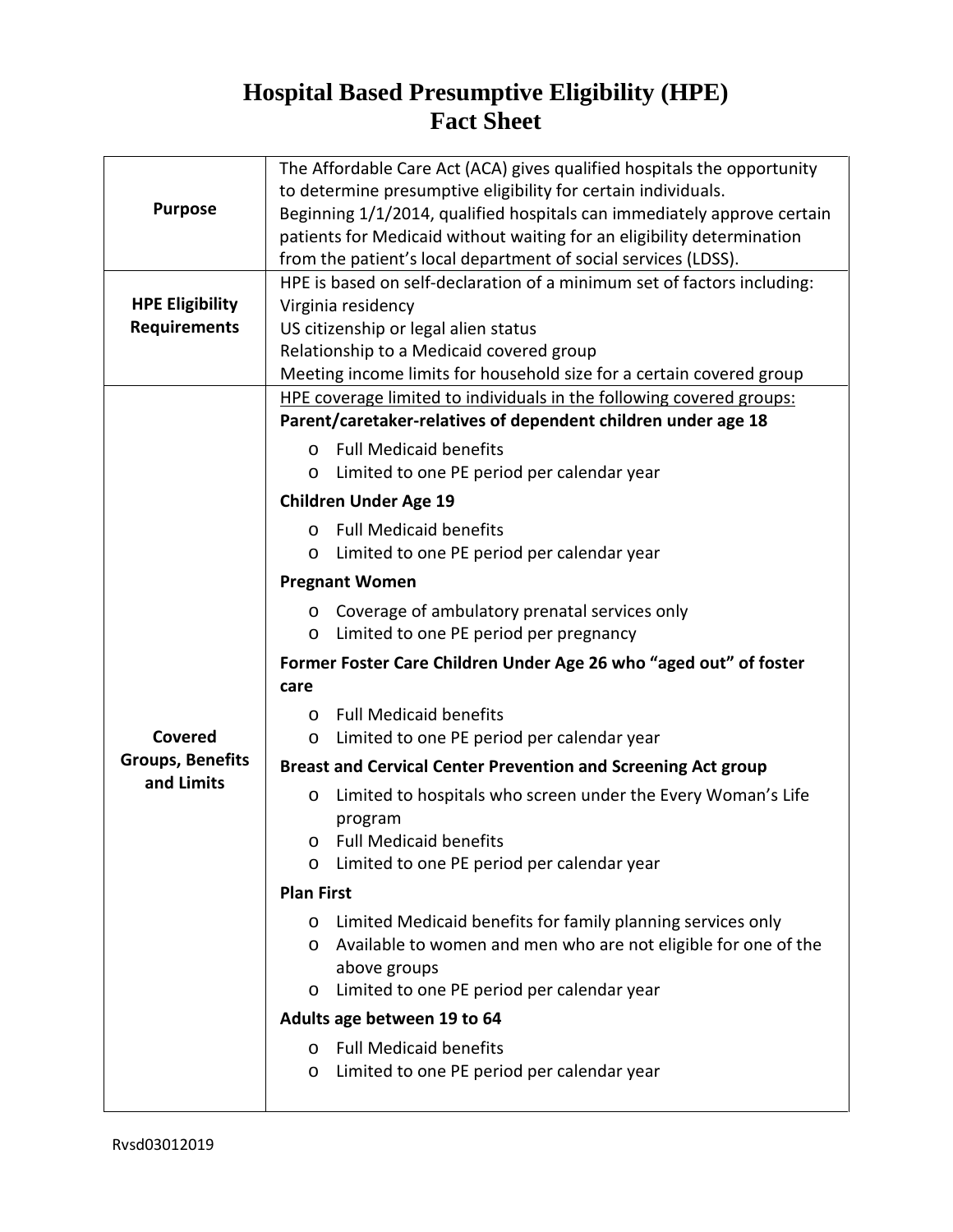# Hospital Based Presumptive Eligibility (HPE)
# Fact Sheet

| | |
|---|---|
| **Purpose** | The Affordable Care Act (ACA) gives qualified hospitals the opportunity to determine presumptive eligibility for certain individuals.<br>Beginning 1/1/2014, qualified hospitals can immediately approve certain patients for Medicaid without waiting for an eligibility determination from the patient's local department of social services (LDSS). |
| **HPE Eligibility Requirements** | HPE is based on self-declaration of a minimum set of factors including:<br>Virginia residency<br>US citizenship or legal alien status<br>Relationship to a Medicaid covered group<br>Meeting income limits for household size for a certain covered group |
| **Covered Groups, Benefits and Limits** | <u>HPE coverage limited to individuals in the following covered groups:</u><br>**Parent/caretaker-relatives of dependent children under age 18**<br>o Full Medicaid benefits<br>o Limited to one PE period per calendar year<br>**Children Under Age 19**<br>o Full Medicaid benefits<br>o Limited to one PE period per calendar year<br>**Pregnant Women**<br>o Coverage of ambulatory prenatal services only<br>o Limited to one PE period per pregnancy<br>**Former Foster Care Children Under Age 26 who "aged out" of foster care**<br>o Full Medicaid benefits<br>o Limited to one PE period per calendar year<br>**Breast and Cervical Center Prevention and Screening Act group**<br>o Limited to hospitals who screen under the Every Woman's Life program<br>o Full Medicaid benefits<br>o Limited to one PE period per calendar year<br>**Plan First**<br>o Limited Medicaid benefits for family planning services only<br>o Available to women and men who are not eligible for one of the above groups<br>o Limited to one PE period per calendar year<br>**Adults age between 19 to 64**<br>o Full Medicaid benefits<br>o Limited to one PE period per calendar year |

Rvsd03012019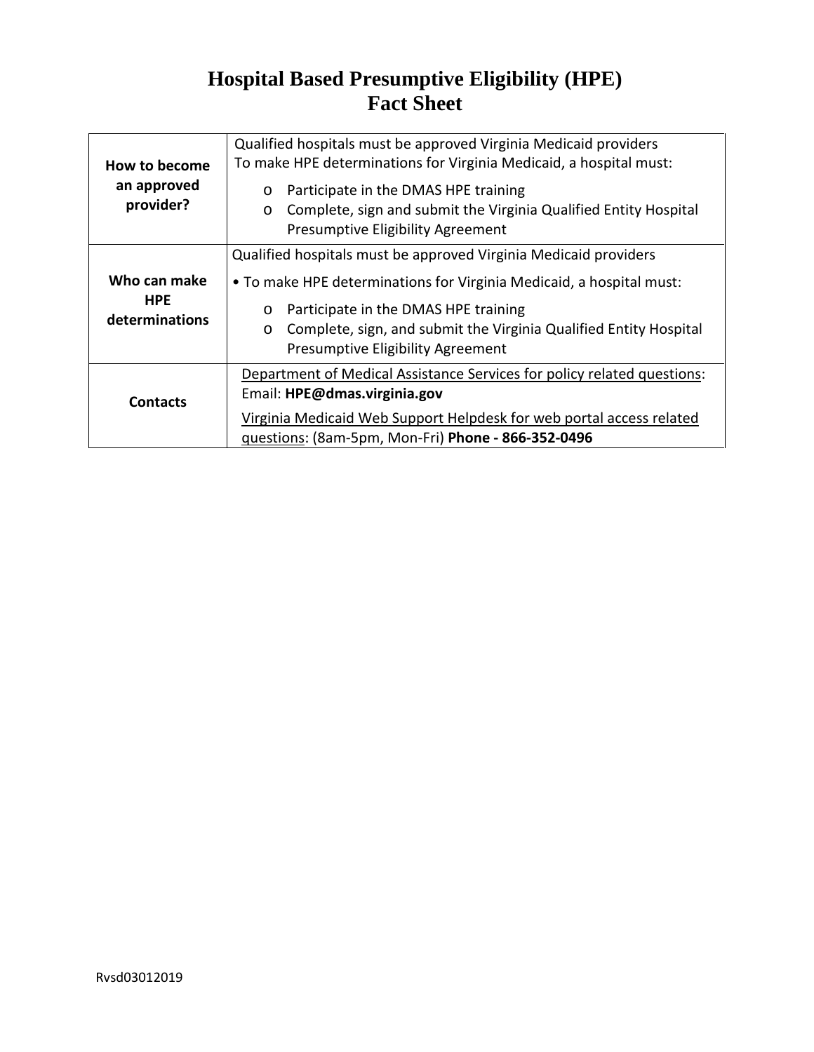# Hospital Based Presumptive Eligibility (HPE) Fact Sheet

| | |
|---|---|
| **How to become an approved provider?** | Qualified hospitals must be approved Virginia Medicaid providers<br>To make HPE determinations for Virginia Medicaid, a hospital must:<br>o Participate in the DMAS HPE training<br>o Complete, sign and submit the Virginia Qualified Entity Hospital Presumptive Eligibility Agreement |
| **Who can make HPE determinations** | Qualified hospitals must be approved Virginia Medicaid providers<br>• To make HPE determinations for Virginia Medicaid, a hospital must:<br>o Participate in the DMAS HPE training<br>o Complete, sign, and submit the Virginia Qualified Entity Hospital Presumptive Eligibility Agreement |
| **Contacts** | Department of Medical Assistance Services for policy related questions:<br>Email: **HPE@dmas.virginia.gov**<br>Virginia Medicaid Web Support Helpdesk for web portal access related questions: (8am-5pm, Mon-Fri) **Phone - 866-352-0496** |

Rvsd03012019